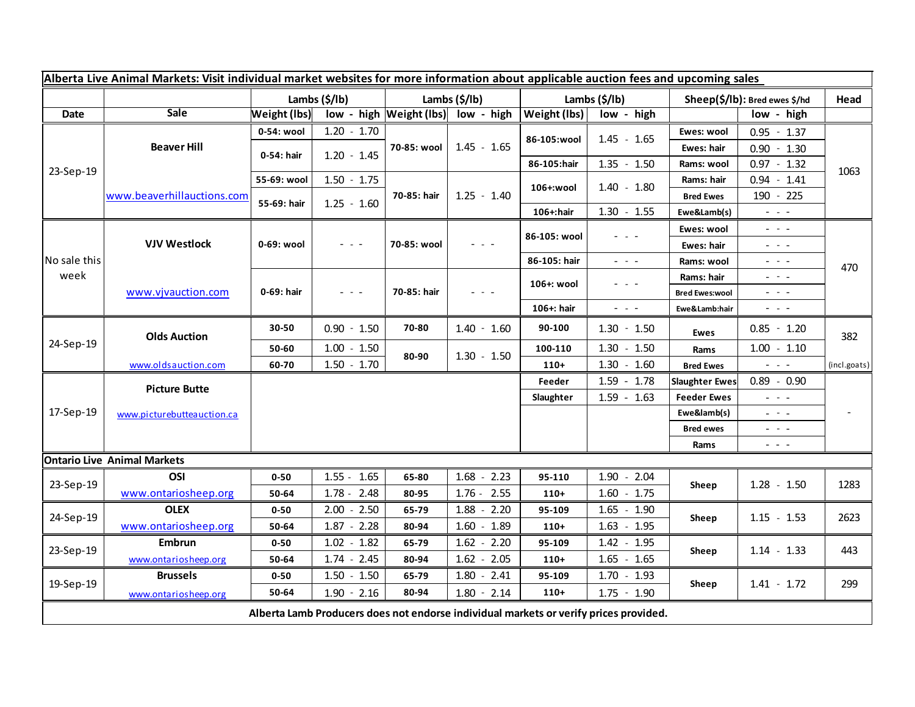| Alberta Live Animal Markets: Visit individual market websites for more information about applicable auction fees and upcoming sales | | | | | | | | | | |
|---|---|---|---|---|---|---|---|---|---|---|
| | | Lambs ($/lb) | | Lambs ($/lb) | | Lambs ($/lb) | | Sheep($/lb): Bred ewes $/hd | | Head |
| Date | Sale | Weight (lbs) | low - high | Weight (lbs) | low - high | Weight (lbs) | low - high | | low - high | |
| 23-Sep-19 | Beaver Hill www.beaverhillauctions.com | 0-54: wool | 1.20 - 1.70 | 70-85: wool | 1.45 - 1.65 | 86-105:wool | 1.45 - 1.65 | Ewes: wool | 0.95 - 1.37 | 1063 |
| | | 0-54: hair | 1.20 - 1.45 | | | | | Ewes: hair | 0.90 - 1.30 | |
| | | | | | | 86-105:hair | 1.35 - 1.50 | Rams: wool | 0.97 - 1.32 | |
| | | 55-69: wool | 1.50 - 1.75 | 70-85: hair | 1.25 - 1.40 | 106+:wool | 1.40 - 1.80 | Rams: hair | 0.94 - 1.41 | |
| | | 55-69: hair | 1.25 - 1.60 | | | | | Bred Ewes | 190 - 225 | |
| | | | | | | 106+:hair | 1.30 - 1.55 | Ewe&Lamb(s) | - - - | |
| No sale this week | VJV Westlock www.vjvauction.com | 0-69: wool | - - - | 70-85: wool | - - - | 86-105: wool | - - - | Ewes: wool | - - - | 470 |
| | | | | | | | | Ewes: hair | - - - | |
| | | | | | | 86-105: hair | - - - | Rams: wool | - - - | |
| | | 0-69: hair | - - - | 70-85: hair | - - - | 106+: wool | - - - | Rams: hair | - - - | |
| | | | | | | | | Bred Ewes:wool | - - - | |
| | | | | | | 106+: hair | - - - | Ewe&Lamb:hair | - - - | |
| 24-Sep-19 | Olds Auction www.oldsauction.com | 30-50 | 0.90 - 1.50 | 70-80 | 1.40 - 1.60 | 90-100 | 1.30 - 1.50 | Ewes | 0.85 - 1.20 | 382 (incl.goats) |
| | | 50-60 | 1.00 - 1.50 | 80-90 | 1.30 - 1.50 | 100-110 | 1.30 - 1.50 | Rams | 1.00 - 1.10 | |
| | | 60-70 | 1.50 - 1.70 | | | 110+ | 1.30 - 1.60 | Bred Ewes | - - - | |
| 17-Sep-19 | Picture Butte www.picturebutteauction.ca | | | | | Feeder | 1.59 - 1.78 | Slaughter Ewes | 0.89 - 0.90 | - |
| | | | | | | Slaughter | 1.59 - 1.63 | Feeder Ewes | - - - | |
| | | | | | | | | Ewe&lamb(s) | - - - | |
| | | | | | | | | Bred ewes | - - - | |
| | | | | | | | | Rams | - - - | |
| **Ontario Live Animal Markets** | | | | | | | | | | |
| 23-Sep-19 | OSI www.ontariosheep.org | 0-50 | 1.55 - 1.65 | 65-80 | 1.68 - 2.23 | 95-110 | 1.90 - 2.04 | Sheep | 1.28 - 1.50 | 1283 |
| | | 50-64 | 1.78 - 2.48 | 80-95 | 1.76 - 2.55 | 110+ | 1.60 - 1.75 | | | |
| 24-Sep-19 | OLEX www.ontariosheep.org | 0-50 | 2.00 - 2.50 | 65-79 | 1.88 - 2.20 | 95-109 | 1.65 - 1.90 | Sheep | 1.15 - 1.53 | 2623 |
| | | 50-64 | 1.87 - 2.28 | 80-94 | 1.60 - 1.89 | 110+ | 1.63 - 1.95 | | | |
| 23-Sep-19 | Embrun www.ontariosheep.org | 0-50 | 1.02 - 1.82 | 65-79 | 1.62 - 2.20 | 95-109 | 1.42 - 1.95 | Sheep | 1.14 - 1.33 | 443 |
| | | 50-64 | 1.74 - 2.45 | 80-94 | 1.62 - 2.05 | 110+ | 1.65 - 1.65 | | | |
| 19-Sep-19 | Brussels www.ontariosheep.org | 0-50 | 1.50 - 1.50 | 65-79 | 1.80 - 2.41 | 95-109 | 1.70 - 1.93 | Sheep | 1.41 - 1.72 | 299 |
| | | 50-64 | 1.90 - 2.16 | 80-94 | 1.80 - 2.14 | 110+ | 1.75 - 1.90 | | | |

**Alberta Lamb Producers does not endorse individual markets or verify prices provided.**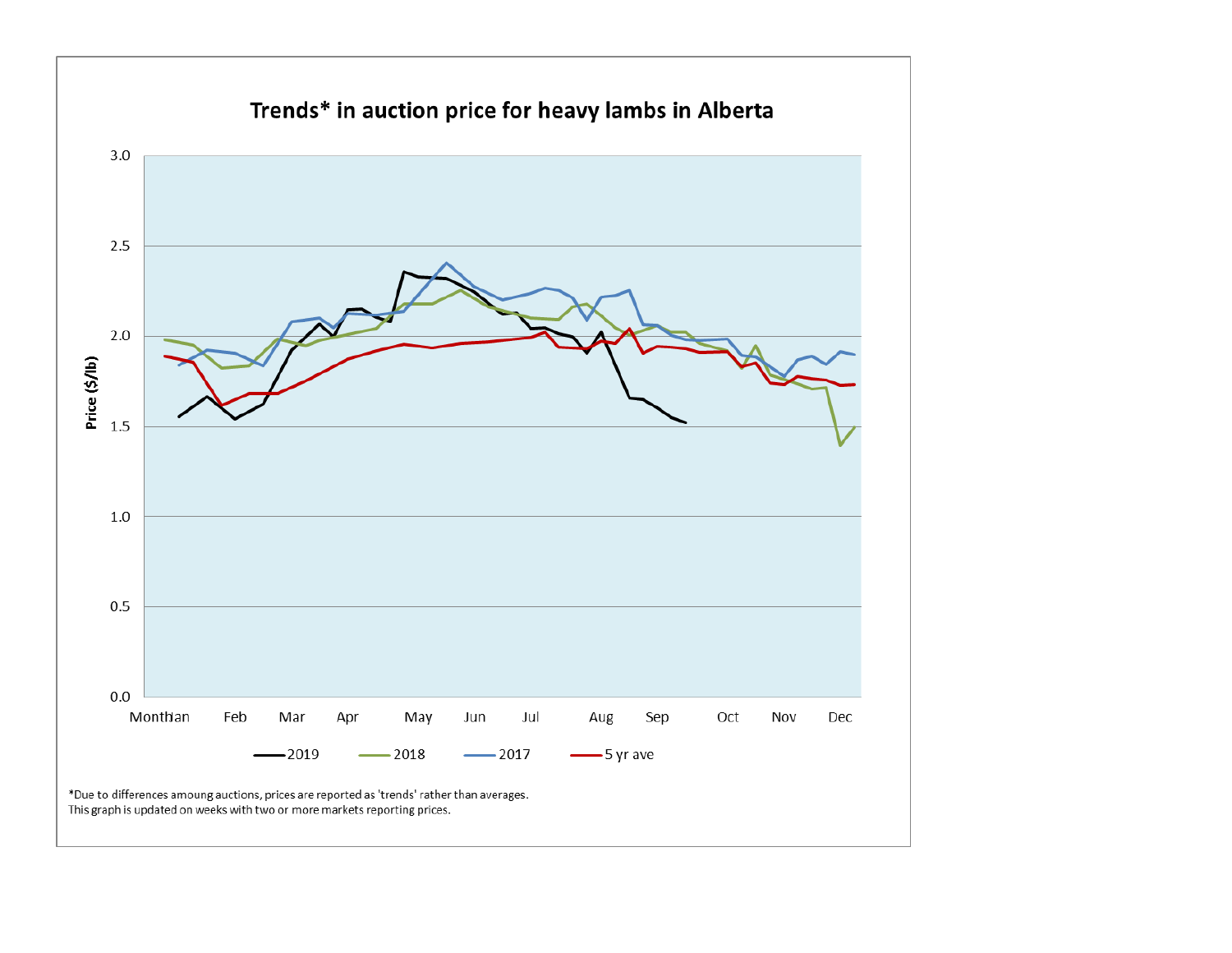## Trends* in auction price for heavy lambs in Alberta

Price ($/lb)

3.0
2.5
2.0
1.5
1.0
0.5
0.0

Month Jan Feb Mar Apr May Jun Jul Aug Sep Oct Nov Dec

2019 2018 2017 5 yr ave

*Due to differences amoung auctions, prices are reported as 'trends' rather than averages.
This graph is updated on weeks with two or more markets reporting prices.